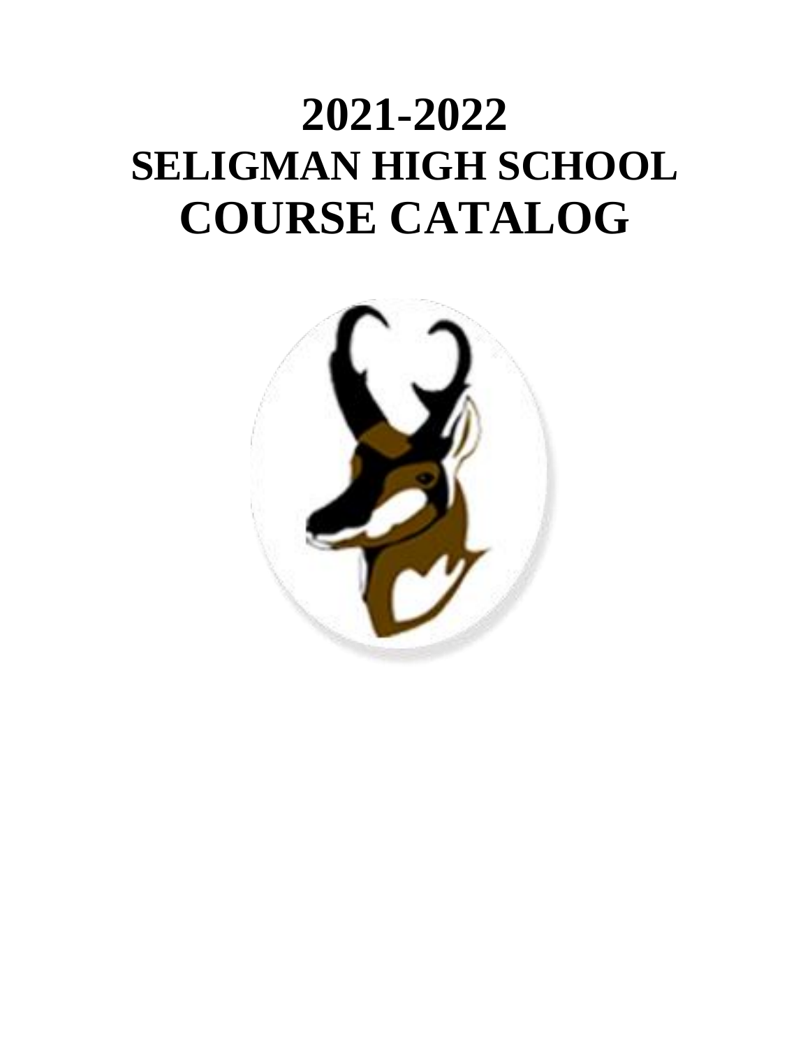# 2021-2022
# SELIGMAN HIGH SCHOOL
# COURSE CATALOG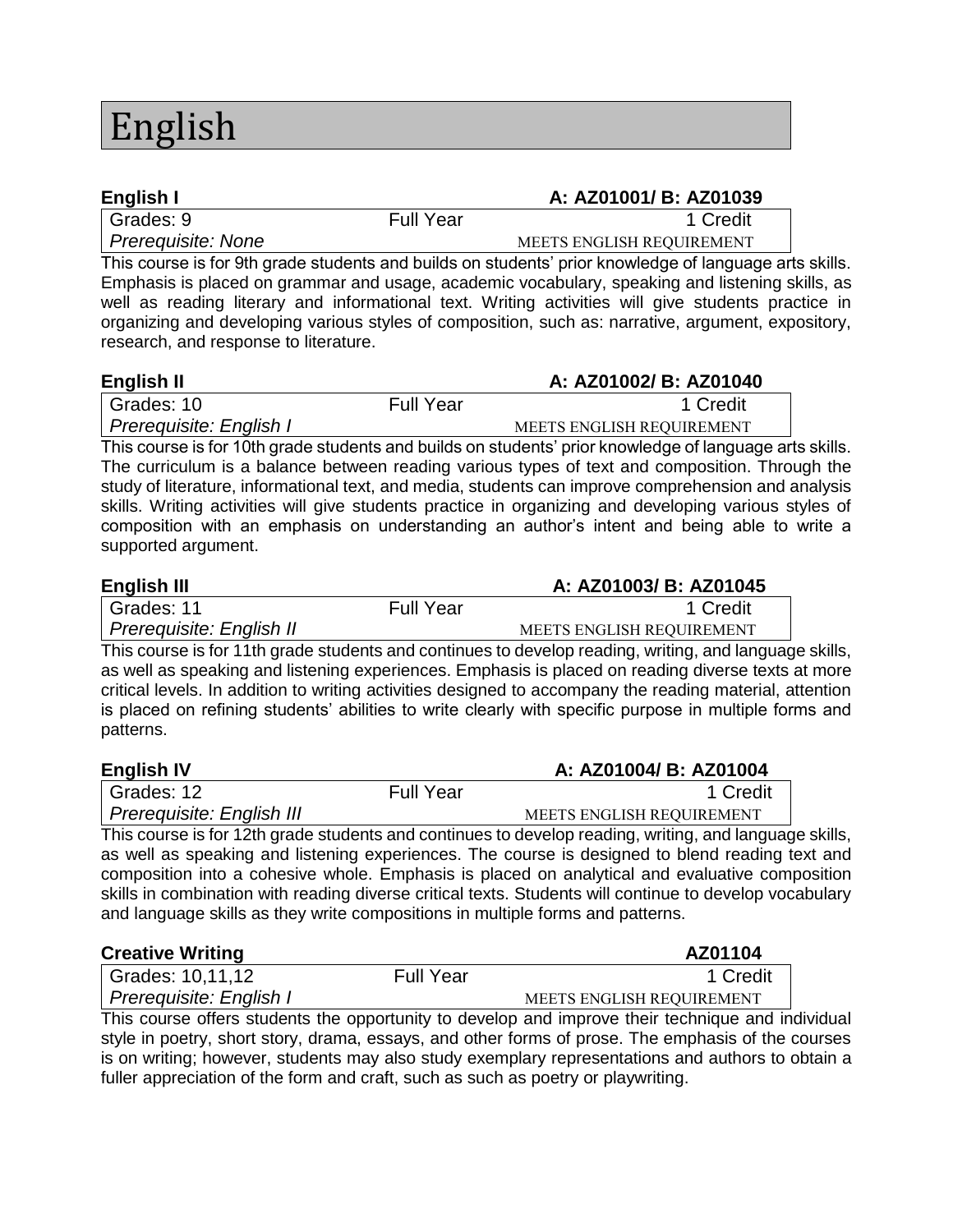# English

**English I** **A: AZ01001/ B: AZ01039**

| Grades: 9 | Full Year | 1 Credit |
|---|---|---|
| *Prerequisite: None* | | MEETS ENGLISH REQUIREMENT |

This course is for 9th grade students and builds on students' prior knowledge of language arts skills. Emphasis is placed on grammar and usage, academic vocabulary, speaking and listening skills, as well as reading literary and informational text. Writing activities will give students practice in organizing and developing various styles of composition, such as: narrative, argument, expository, research, and response to literature.

**English II** **A: AZ01002/ B: AZ01040**

| Grades: 10 | Full Year | 1 Credit |
|---|---|---|
| *Prerequisite: English I* | | MEETS ENGLISH REQUIREMENT |

This course is for 10th grade students and builds on students' prior knowledge of language arts skills. The curriculum is a balance between reading various types of text and composition. Through the study of literature, informational text, and media, students can improve comprehension and analysis skills. Writing activities will give students practice in organizing and developing various styles of composition with an emphasis on understanding an author's intent and being able to write a supported argument.

**English III** **A: AZ01003/ B: AZ01045**

| Grades: 11 | Full Year | 1 Credit |
|---|---|---|
| *Prerequisite: English II* | | MEETS ENGLISH REQUIREMENT |

This course is for 11th grade students and continues to develop reading, writing, and language skills, as well as speaking and listening experiences. Emphasis is placed on reading diverse texts at more critical levels. In addition to writing activities designed to accompany the reading material, attention is placed on refining students' abilities to write clearly with specific purpose in multiple forms and patterns.

**English IV** **A: AZ01004/ B: AZ01004**

| Grades: 12 | Full Year | 1 Credit |
|---|---|---|
| *Prerequisite: English III* | | MEETS ENGLISH REQUIREMENT |

This course is for 12th grade students and continues to develop reading, writing, and language skills, as well as speaking and listening experiences. The course is designed to blend reading text and composition into a cohesive whole. Emphasis is placed on analytical and evaluative composition skills in combination with reading diverse critical texts. Students will continue to develop vocabulary and language skills as they write compositions in multiple forms and patterns.

**Creative Writing** **AZ01104**

| Grades: 10,11,12 | Full Year | 1 Credit |
|---|---|---|
| *Prerequisite: English I* | | MEETS ENGLISH REQUIREMENT |

This course offers students the opportunity to develop and improve their technique and individual style in poetry, short story, drama, essays, and other forms of prose. The emphasis of the courses is on writing; however, students may also study exemplary representations and authors to obtain a fuller appreciation of the form and craft, such as such as poetry or playwriting.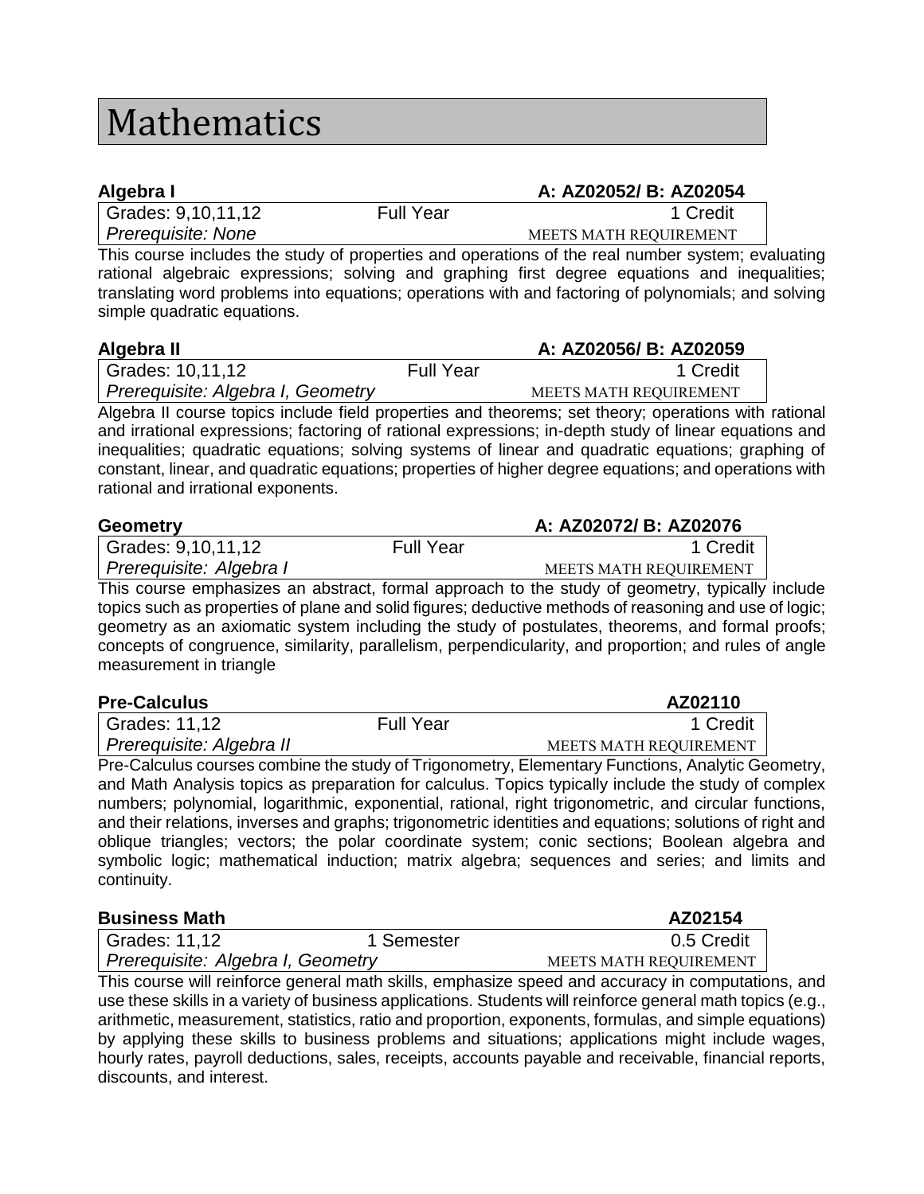# Mathematics

### Algebra I — A: AZ02052/ B: AZ02054

| Grades: 9,10,11,12 | Full Year | 1 Credit |
|---|---|---|
| *Prerequisite: None* | | MEETS MATH REQUIREMENT |

This course includes the study of properties and operations of the real number system; evaluating rational algebraic expressions; solving and graphing first degree equations and inequalities; translating word problems into equations; operations with and factoring of polynomials; and solving simple quadratic equations.

### Algebra II — A: AZ02056/ B: AZ02059

| Grades: 10,11,12 | Full Year | 1 Credit |
|---|---|---|
| *Prerequisite: Algebra I, Geometry* | | MEETS MATH REQUIREMENT |

Algebra II course topics include field properties and theorems; set theory; operations with rational and irrational expressions; factoring of rational expressions; in-depth study of linear equations and inequalities; quadratic equations; solving systems of linear and quadratic equations; graphing of constant, linear, and quadratic equations; properties of higher degree equations; and operations with rational and irrational exponents.

### Geometry — A: AZ02072/ B: AZ02076

| Grades: 9,10,11,12 | Full Year | 1 Credit |
|---|---|---|
| *Prerequisite: Algebra I* | | MEETS MATH REQUIREMENT |

This course emphasizes an abstract, formal approach to the study of geometry, typically include topics such as properties of plane and solid figures; deductive methods of reasoning and use of logic; geometry as an axiomatic system including the study of postulates, theorems, and formal proofs; concepts of congruence, similarity, parallelism, perpendicularity, and proportion; and rules of angle measurement in triangle

### Pre-Calculus — AZ02110

| Grades: 11,12 | Full Year | 1 Credit |
|---|---|---|
| *Prerequisite: Algebra II* | | MEETS MATH REQUIREMENT |

Pre-Calculus courses combine the study of Trigonometry, Elementary Functions, Analytic Geometry, and Math Analysis topics as preparation for calculus. Topics typically include the study of complex numbers; polynomial, logarithmic, exponential, rational, right trigonometric, and circular functions, and their relations, inverses and graphs; trigonometric identities and equations; solutions of right and oblique triangles; vectors; the polar coordinate system; conic sections; Boolean algebra and symbolic logic; mathematical induction; matrix algebra; sequences and series; and limits and continuity.

### Business Math — AZ02154

| Grades: 11,12 | 1 Semester | 0.5 Credit |
|---|---|---|
| *Prerequisite: Algebra I, Geometry* | | MEETS MATH REQUIREMENT |

This course will reinforce general math skills, emphasize speed and accuracy in computations, and use these skills in a variety of business applications. Students will reinforce general math topics (e.g., arithmetic, measurement, statistics, ratio and proportion, exponents, formulas, and simple equations) by applying these skills to business problems and situations; applications might include wages, hourly rates, payroll deductions, sales, receipts, accounts payable and receivable, financial reports, discounts, and interest.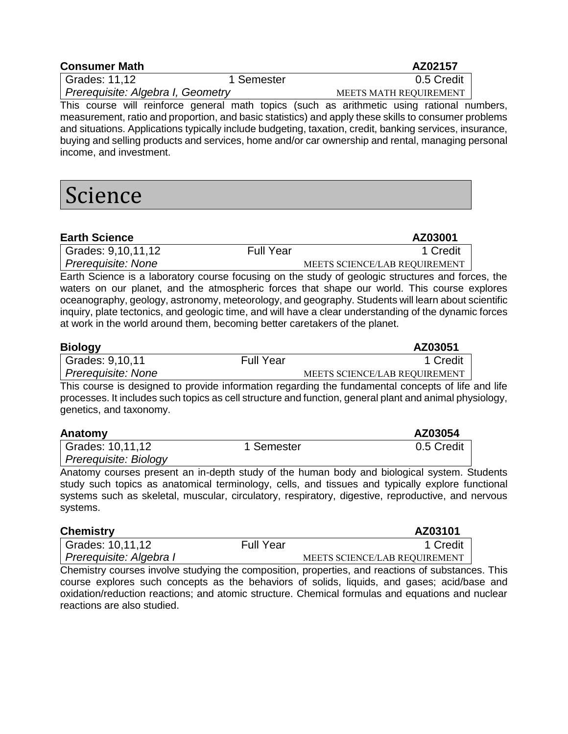**Consumer Math** **AZ02157**

| Grades: 11,12 | 1 Semester | 0.5 Credit |
|---|---|---|
| *Prerequisite: Algebra I, Geometry* | | MEETS MATH REQUIREMENT |

This course will reinforce general math topics (such as arithmetic using rational numbers, measurement, ratio and proportion, and basic statistics) and apply these skills to consumer problems and situations. Applications typically include budgeting, taxation, credit, banking services, insurance, buying and selling products and services, home and/or car ownership and rental, managing personal income, and investment.

# Science

**Earth Science** **AZ03001**

| Grades: 9,10,11,12 | Full Year | 1 Credit |
|---|---|---|
| *Prerequisite: None* | | MEETS SCIENCE/LAB REQUIREMENT |

Earth Science is a laboratory course focusing on the study of geologic structures and forces, the waters on our planet, and the atmospheric forces that shape our world. This course explores oceanography, geology, astronomy, meteorology, and geography. Students will learn about scientific inquiry, plate tectonics, and geologic time, and will have a clear understanding of the dynamic forces at work in the world around them, becoming better caretakers of the planet.

**Biology** **AZ03051**

| Grades: 9,10,11 | Full Year | 1 Credit |
|---|---|---|
| *Prerequisite: None* | | MEETS SCIENCE/LAB REQUIREMENT |

This course is designed to provide information regarding the fundamental concepts of life and life processes. It includes such topics as cell structure and function, general plant and animal physiology, genetics, and taxonomy.

**Anatomy** **AZ03054**

| Grades: 10,11,12 | 1 Semester | 0.5 Credit |
|---|---|---|
| *Prerequisite: Biology* | | |

Anatomy courses present an in-depth study of the human body and biological system. Students study such topics as anatomical terminology, cells, and tissues and typically explore functional systems such as skeletal, muscular, circulatory, respiratory, digestive, reproductive, and nervous systems.

**Chemistry** **AZ03101**

| Grades: 10,11,12 | Full Year | 1 Credit |
|---|---|---|
| *Prerequisite: Algebra I* | | MEETS SCIENCE/LAB REQUIREMENT |

Chemistry courses involve studying the composition, properties, and reactions of substances. This course explores such concepts as the behaviors of solids, liquids, and gases; acid/base and oxidation/reduction reactions; and atomic structure. Chemical formulas and equations and nuclear reactions are also studied.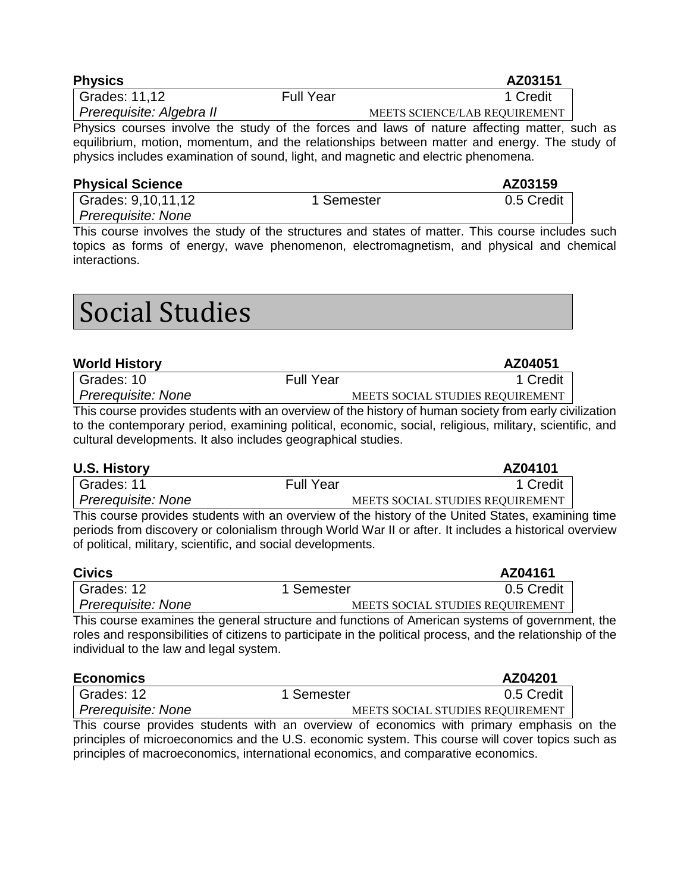### Physics **AZ03151**

| Grades: 11,12 | Full Year | 1 Credit |
|---|---|---|
| *Prerequisite: Algebra II* | | MEETS SCIENCE/LAB REQUIREMENT |

Physics courses involve the study of the forces and laws of nature affecting matter, such as equilibrium, motion, momentum, and the relationships between matter and energy. The study of physics includes examination of sound, light, and magnetic and electric phenomena.

### Physical Science **AZ03159**

| Grades: 9,10,11,12 | 1 Semester | 0.5 Credit |
|---|---|---|
| *Prerequisite: None* | | |

This course involves the study of the structures and states of matter. This course includes such topics as forms of energy, wave phenomenon, electromagnetism, and physical and chemical interactions.

# Social Studies

### World History **AZ04051**

| Grades: 10 | Full Year | 1 Credit |
|---|---|---|
| *Prerequisite: None* | | MEETS SOCIAL STUDIES REQUIREMENT |

This course provides students with an overview of the history of human society from early civilization to the contemporary period, examining political, economic, social, religious, military, scientific, and cultural developments. It also includes geographical studies.

### U.S. History **AZ04101**

| Grades: 11 | Full Year | 1 Credit |
|---|---|---|
| *Prerequisite: None* | | MEETS SOCIAL STUDIES REQUIREMENT |

This course provides students with an overview of the history of the United States, examining time periods from discovery or colonialism through World War II or after. It includes a historical overview of political, military, scientific, and social developments.

### Civics **AZ04161**

| Grades: 12 | 1 Semester | 0.5 Credit |
|---|---|---|
| *Prerequisite: None* | | MEETS SOCIAL STUDIES REQUIREMENT |

This course examines the general structure and functions of American systems of government, the roles and responsibilities of citizens to participate in the political process, and the relationship of the individual to the law and legal system.

### Economics **AZ04201**

| Grades: 12 | 1 Semester | 0.5 Credit |
|---|---|---|
| *Prerequisite: None* | | MEETS SOCIAL STUDIES REQUIREMENT |

This course provides students with an overview of economics with primary emphasis on the principles of microeconomics and the U.S. economic system. This course will cover topics such as principles of macroeconomics, international economics, and comparative economics.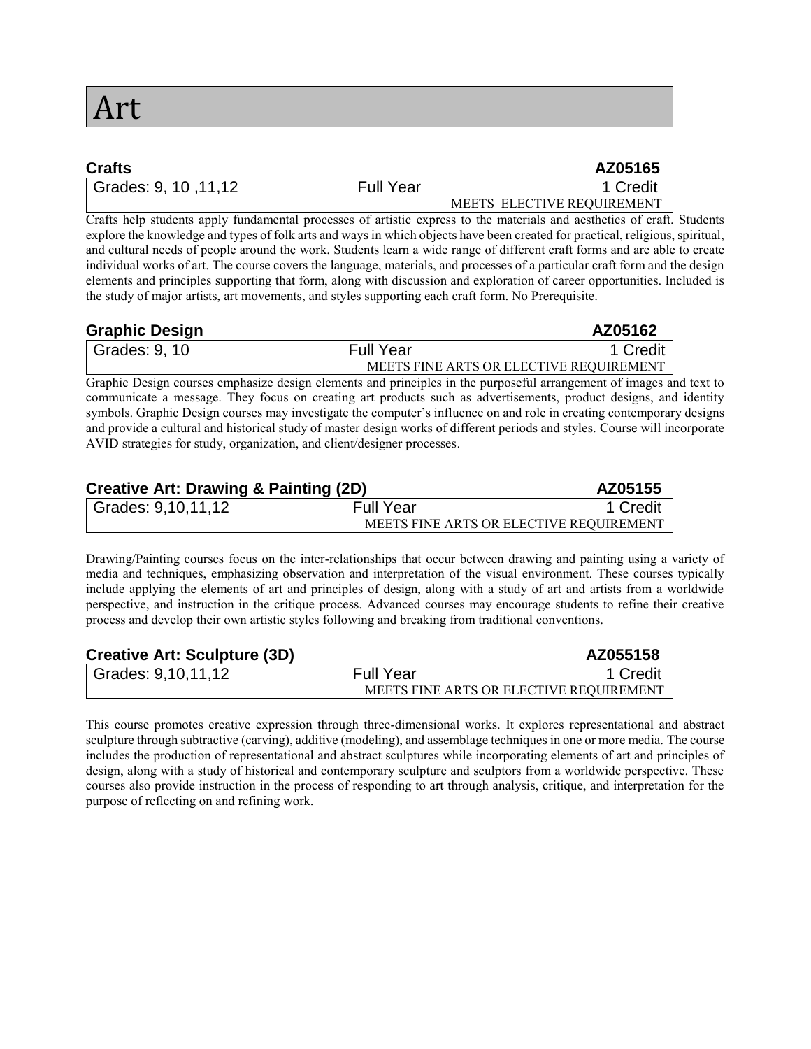# Art

## Crafts

**AZ05165**

| Grades: 9, 10 ,11,12 | Full Year | 1 Credit |
|---|---|---|
| | | MEETS ELECTIVE REQUIREMENT |

Crafts help students apply fundamental processes of artistic express to the materials and aesthetics of craft. Students explore the knowledge and types of folk arts and ways in which objects have been created for practical, religious, spiritual, and cultural needs of people around the work. Students learn a wide range of different craft forms and are able to create individual works of art. The course covers the language, materials, and processes of a particular craft form and the design elements and principles supporting that form, along with discussion and exploration of career opportunities. Included is the study of major artists, art movements, and styles supporting each craft form. No Prerequisite.

## Graphic Design

**AZ05162**

| Grades: 9, 10 | Full Year | 1 Credit |
|---|---|---|
| | | MEETS FINE ARTS OR ELECTIVE REQUIREMENT |

Graphic Design courses emphasize design elements and principles in the purposeful arrangement of images and text to communicate a message. They focus on creating art products such as advertisements, product designs, and identity symbols. Graphic Design courses may investigate the computer's influence on and role in creating contemporary designs and provide a cultural and historical study of master design works of different periods and styles. Course will incorporate AVID strategies for study, organization, and client/designer processes.

## Creative Art: Drawing & Painting (2D)

**AZ05155**

| Grades: 9,10,11,12 | Full Year | 1 Credit |
|---|---|---|
| | | MEETS FINE ARTS OR ELECTIVE REQUIREMENT |

Drawing/Painting courses focus on the inter-relationships that occur between drawing and painting using a variety of media and techniques, emphasizing observation and interpretation of the visual environment. These courses typically include applying the elements of art and principles of design, along with a study of art and artists from a worldwide perspective, and instruction in the critique process. Advanced courses may encourage students to refine their creative process and develop their own artistic styles following and breaking from traditional conventions.

## Creative Art: Sculpture (3D)

**AZ055158**

| Grades: 9,10,11,12 | Full Year | 1 Credit |
|---|---|---|
| | | MEETS FINE ARTS OR ELECTIVE REQUIREMENT |

This course promotes creative expression through three-dimensional works. It explores representational and abstract sculpture through subtractive (carving), additive (modeling), and assemblage techniques in one or more media. The course includes the production of representational and abstract sculptures while incorporating elements of art and principles of design, along with a study of historical and contemporary sculpture and sculptors from a worldwide perspective. These courses also provide instruction in the process of responding to art through analysis, critique, and interpretation for the purpose of reflecting on and refining work.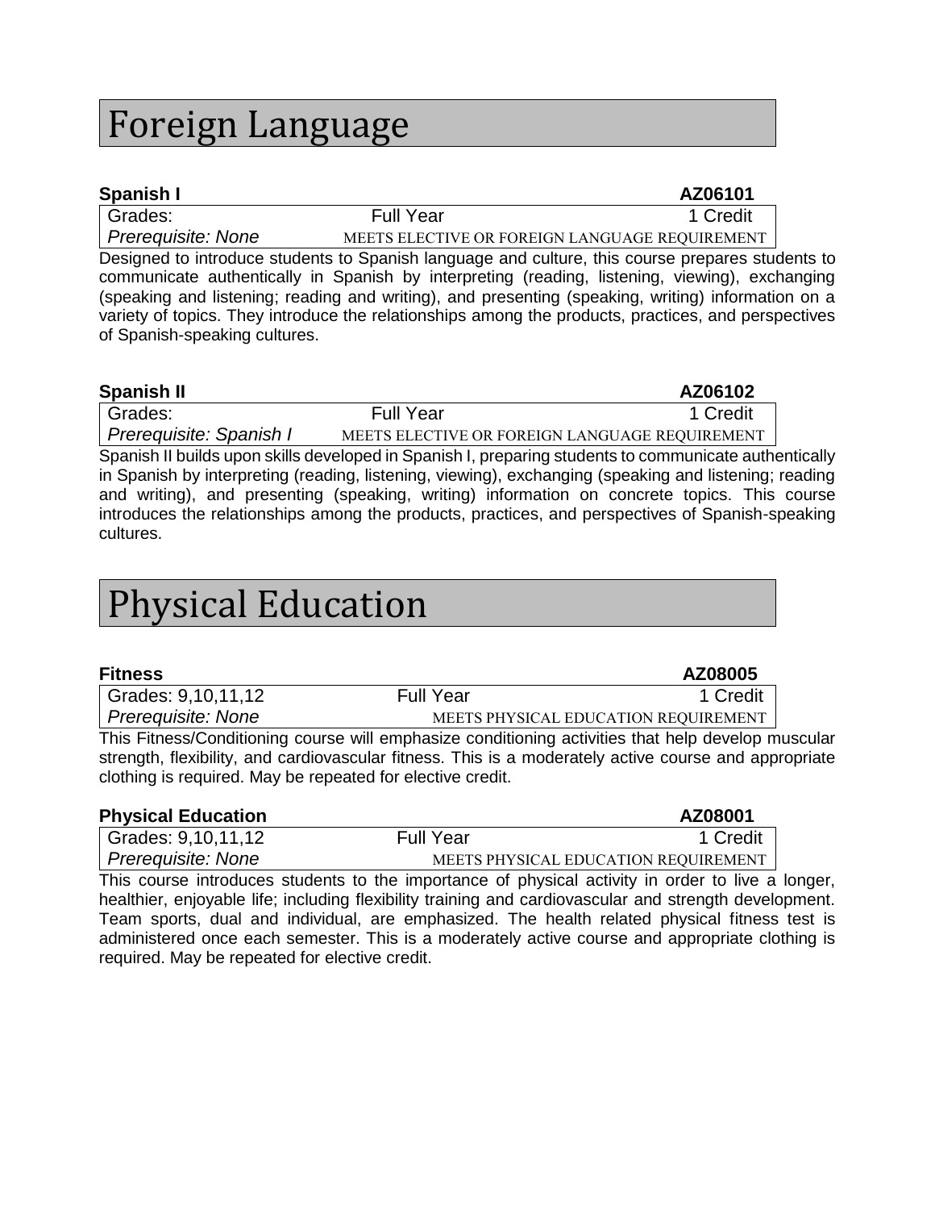# Foreign Language

**Spanish I** **AZ06101**

| Grades: | Full Year | 1 Credit |
|---|---|---|
| *Prerequisite: None* | MEETS ELECTIVE OR FOREIGN LANGUAGE REQUIREMENT | |

Designed to introduce students to Spanish language and culture, this course prepares students to communicate authentically in Spanish by interpreting (reading, listening, viewing), exchanging (speaking and listening; reading and writing), and presenting (speaking, writing) information on a variety of topics. They introduce the relationships among the products, practices, and perspectives of Spanish-speaking cultures.

**Spanish II** **AZ06102**

| Grades: | Full Year | 1 Credit |
|---|---|---|
| *Prerequisite: Spanish I* | MEETS ELECTIVE OR FOREIGN LANGUAGE REQUIREMENT | |

Spanish II builds upon skills developed in Spanish I, preparing students to communicate authentically in Spanish by interpreting (reading, listening, viewing), exchanging (speaking and listening; reading and writing), and presenting (speaking, writing) information on concrete topics. This course introduces the relationships among the products, practices, and perspectives of Spanish-speaking cultures.

# Physical Education

**Fitness** **AZ08005**

| Grades: 9,10,11,12 | Full Year | 1 Credit |
|---|---|---|
| *Prerequisite: None* | MEETS PHYSICAL EDUCATION REQUIREMENT | |

This Fitness/Conditioning course will emphasize conditioning activities that help develop muscular strength, flexibility, and cardiovascular fitness. This is a moderately active course and appropriate clothing is required. May be repeated for elective credit.

**Physical Education** **AZ08001**

| Grades: 9,10,11,12 | Full Year | 1 Credit |
|---|---|---|
| *Prerequisite: None* | MEETS PHYSICAL EDUCATION REQUIREMENT | |

This course introduces students to the importance of physical activity in order to live a longer, healthier, enjoyable life; including flexibility training and cardiovascular and strength development. Team sports, dual and individual, are emphasized. The health related physical fitness test is administered once each semester. This is a moderately active course and appropriate clothing is required. May be repeated for elective credit.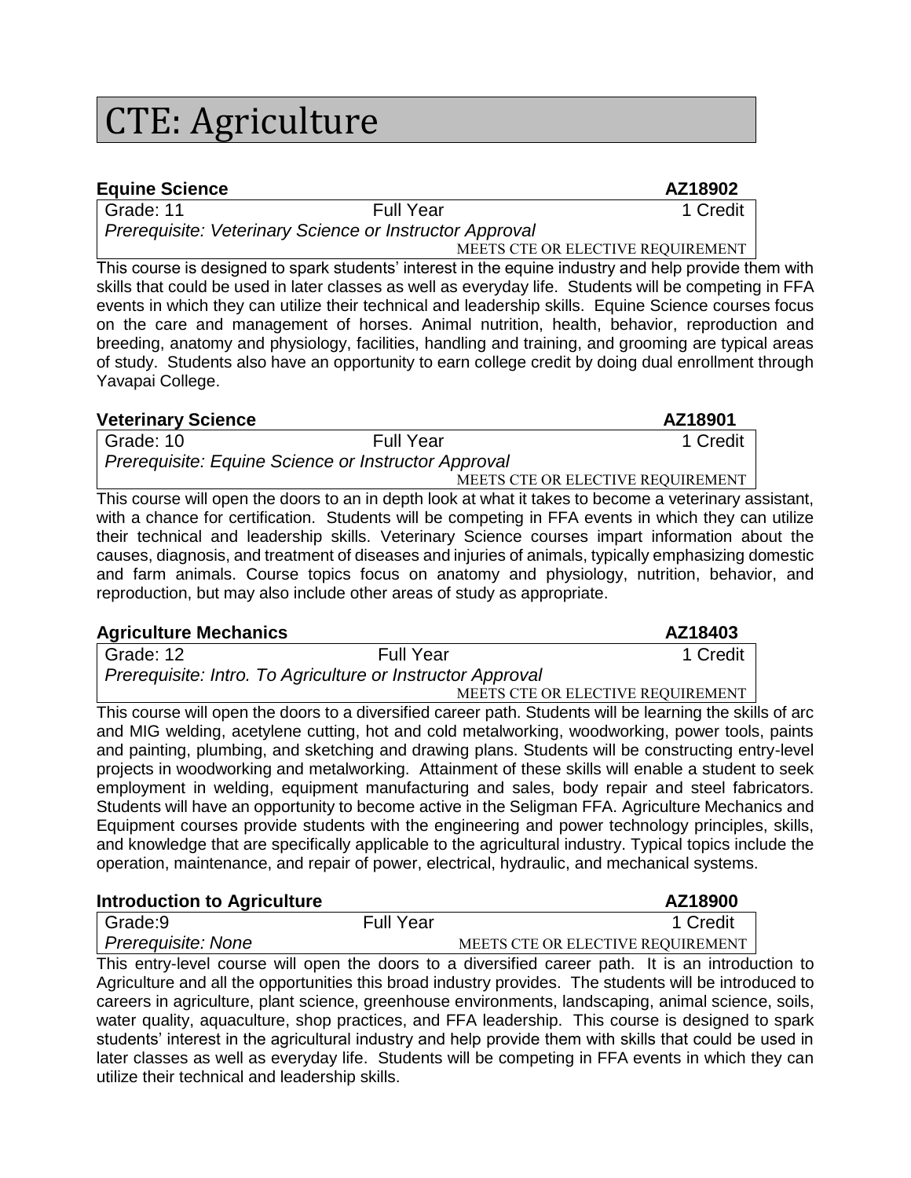# CTE: Agriculture

## Equine Science — AZ18902

| Grade: 11 | Full Year | 1 Credit |
| --- | --- | --- |
| *Prerequisite: Veterinary Science or Instructor Approval* | | MEETS CTE OR ELECTIVE REQUIREMENT |

This course is designed to spark students' interest in the equine industry and help provide them with skills that could be used in later classes as well as everyday life. Students will be competing in FFA events in which they can utilize their technical and leadership skills. Equine Science courses focus on the care and management of horses. Animal nutrition, health, behavior, reproduction and breeding, anatomy and physiology, facilities, handling and training, and grooming are typical areas of study. Students also have an opportunity to earn college credit by doing dual enrollment through Yavapai College.

## Veterinary Science — AZ18901

| Grade: 10 | Full Year | 1 Credit |
| --- | --- | --- |
| *Prerequisite: Equine Science or Instructor Approval* | | MEETS CTE OR ELECTIVE REQUIREMENT |

This course will open the doors to an in depth look at what it takes to become a veterinary assistant, with a chance for certification. Students will be competing in FFA events in which they can utilize their technical and leadership skills. Veterinary Science courses impart information about the causes, diagnosis, and treatment of diseases and injuries of animals, typically emphasizing domestic and farm animals. Course topics focus on anatomy and physiology, nutrition, behavior, and reproduction, but may also include other areas of study as appropriate.

## Agriculture Mechanics — AZ18403

| Grade: 12 | Full Year | 1 Credit |
| --- | --- | --- |
| *Prerequisite: Intro. To Agriculture or Instructor Approval* | | MEETS CTE OR ELECTIVE REQUIREMENT |

This course will open the doors to a diversified career path. Students will be learning the skills of arc and MIG welding, acetylene cutting, hot and cold metalworking, woodworking, power tools, paints and painting, plumbing, and sketching and drawing plans. Students will be constructing entry-level projects in woodworking and metalworking. Attainment of these skills will enable a student to seek employment in welding, equipment manufacturing and sales, body repair and steel fabricators. Students will have an opportunity to become active in the Seligman FFA. Agriculture Mechanics and Equipment courses provide students with the engineering and power technology principles, skills, and knowledge that are specifically applicable to the agricultural industry. Typical topics include the operation, maintenance, and repair of power, electrical, hydraulic, and mechanical systems.

## Introduction to Agriculture — AZ18900

| Grade:9 | Full Year | 1 Credit |
| --- | --- | --- |
| *Prerequisite: None* | | MEETS CTE OR ELECTIVE REQUIREMENT |

This entry-level course will open the doors to a diversified career path. It is an introduction to Agriculture and all the opportunities this broad industry provides. The students will be introduced to careers in agriculture, plant science, greenhouse environments, landscaping, animal science, soils, water quality, aquaculture, shop practices, and FFA leadership. This course is designed to spark students' interest in the agricultural industry and help provide them with skills that could be used in later classes as well as everyday life. Students will be competing in FFA events in which they can utilize their technical and leadership skills.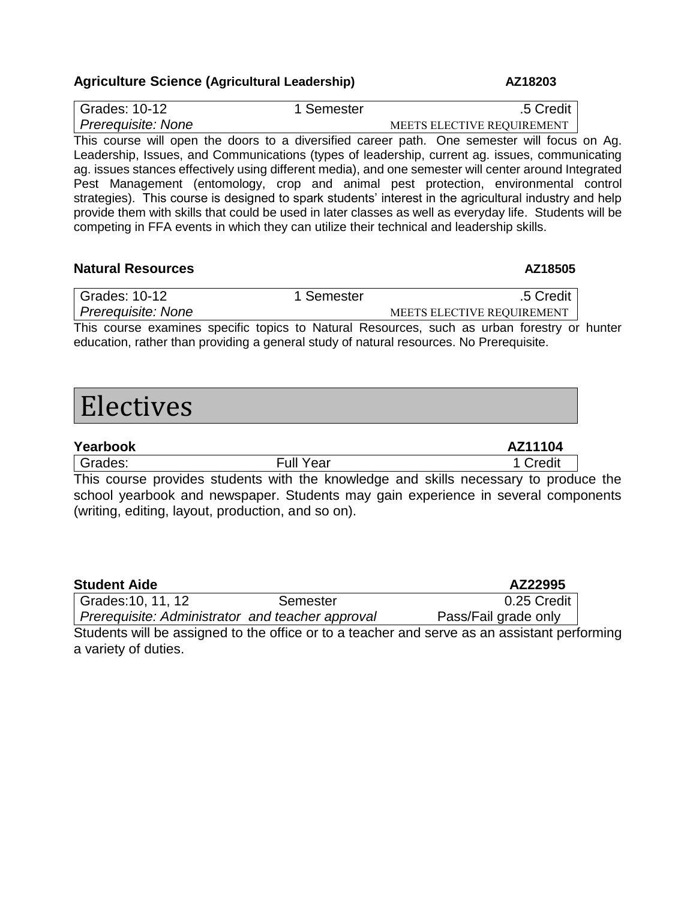**Agriculture Science (Agricultural Leadership)** **AZ18203**

| | | |
|---|---|---|
| Grades: 10-12 | 1 Semester | .5 Credit |
| *Prerequisite: None* | | MEETS ELECTIVE REQUIREMENT |

This course will open the doors to a diversified career path. One semester will focus on Ag. Leadership, Issues, and Communications (types of leadership, current ag. issues, communicating ag. issues stances effectively using different media), and one semester will center around Integrated Pest Management (entomology, crop and animal pest protection, environmental control strategies). This course is designed to spark students' interest in the agricultural industry and help provide them with skills that could be used in later classes as well as everyday life. Students will be competing in FFA events in which they can utilize their technical and leadership skills.

**Natural Resources** **AZ18505**

| | | |
|---|---|---|
| Grades: 10-12 | 1 Semester | .5 Credit |
| *Prerequisite: None* | | MEETS ELECTIVE REQUIREMENT |

This course examines specific topics to Natural Resources, such as urban forestry or hunter education, rather than providing a general study of natural resources. No Prerequisite.

# Electives

**Yearbook** **AZ11104**

| | | |
|---|---|---|
| Grades: | Full Year | 1 Credit |

This course provides students with the knowledge and skills necessary to produce the school yearbook and newspaper. Students may gain experience in several components (writing, editing, layout, production, and so on).

**Student Aide** **AZ22995**

| | | |
|---|---|---|
| Grades:10, 11, 12 | Semester | 0.25 Credit |
| *Prerequisite: Administrator and teacher approval* | | Pass/Fail grade only |

Students will be assigned to the office or to a teacher and serve as an assistant performing a variety of duties.